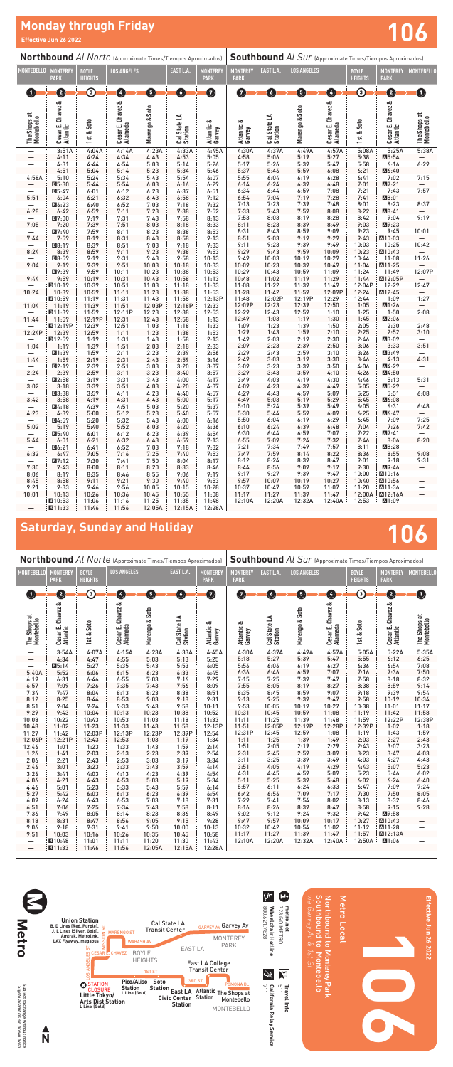# Monday through Friday

**Effective Jun 26 2022**

# 106

## Northbound *Al Norte* (Approximate Times/Tiempos Aproximados)

| MONTEBELLO | MONTEREY PARK | BOYLE HEIGHTS | LOS ANGELES | | EAST L.A. | MONTEREY PARK |
|---|---|---|---|---|---|---|
| 1 | 2 | 3 | 4 | 5 | 6 | 7 |
| The Shops at Montebello | Cesar E. Chavez & Atlantic | 1st & Soto | Cesar E. Chavez & Alameda | Marengo & Soto | Cal State LA Station | Atlantic & Garvey |
| — | 3:51A | 4:04A | 4:14A | 4:23A | 4:33A | 4:45A |
| — | 4:11 | 4:24 | 4:34 | 4:43 | 4:53 | 5:05 |
| — | 4:31 | 4:44 | 4:54 | 5:03 | 5:14 | 5:26 |
| — | 4:51 | 5:04 | 5:14 | 5:23 | 5:34 | 5:46 |
| 4:58A | 5:10 | 5:24 | 5:34 | 5:43 | 5:54 | 6:07 |
| — | B5:30 | 5:44 | 5:54 | 6:03 | 6:16 | 6:29 |
| — | B5:47 | 6:01 | 6:12 | 6:23 | 6:37 | 6:51 |
| 5:51 | 6:04 | 6:21 | 6:32 | 6:43 | 6:58 | 7:12 |
| — | B6:23 | 6:40 | 6:52 | 7:03 | 7:18 | 7:32 |
| 6:28 | 6:42 | 6:59 | 7:11 | 7:23 | 7:38 | 7:52 |
| — | B7:00 | 7:19 | 7:31 | 7:43 | 7:58 | 8:13 |
| 7:05 | 7:20 | 7:39 | 7:51 | 8:03 | 8:18 | 8:33 |
| — | B7:40 | 7:59 | 8:11 | 8:23 | 8:38 | 8:53 |
| 7:44 | 7:59 | 8:19 | 8:31 | 8:43 | 8:58 | 9:13 |
| — | B8:19 | 8:39 | 8:51 | 9:03 | 9:18 | 9:33 |
| 8:24 | 8:39 | 8:59 | 9:11 | 9:23 | 9:38 | 9:53 |
| — | B8:59 | 9:19 | 9:31 | 9:43 | 9:58 | 10:13 |
| 9:04 | 9:19 | 9:39 | 9:51 | 10:03 | 10:18 | 10:33 |
| — | B9:39 | 9:59 | 10:11 | 10:23 | 10:38 | 10:53 |
| 9:44 | 9:59 | 10:19 | 10:31 | 10:43 | 10:58 | 11:13 |
| — | B10:19 | 10:39 | 10:51 | 11:03 | 11:18 | 11:33 |
| 10:24 | 10:39 | 10:59 | 11:11 | 11:23 | 11:38 | 11:53 |
| — | B10:59 | 11:19 | 11:31 | 11:43 | 11:58 | 12:13P |
| 11:04 | 11:19 | 11:39 | 11:51 | 12:03P | 12:18P | 12:33 |
| — | B11:39 | 11:59 | 12:11P | 12:23 | 12:38 | 12:53 |
| 11:44 | 11:59 | 12:19P | 12:31 | 12:43 | 12:58 | 1:13 |
| — | B12:19P | 12:39 | 12:51 | 1:03 | 1:18 | 1:33 |
| 12:24P | 12:39 | 12:59 | 1:11 | 1:23 | 1:38 | 1:53 |
| — | B12:59 | 1:19 | 1:31 | 1:43 | 1:58 | 2:13 |
| 1:04 | 1:19 | 1:39 | 1:51 | 2:03 | 2:18 | 2:33 |
| — | B1:39 | 1:59 | 2:11 | 2:23 | 2:39 | 2:56 |
| 1:44 | 1:59 | 2:19 | 2:31 | 2:43 | 2:59 | 3:16 |
| — | B2:19 | 2:39 | 2:51 | 3:03 | 3:20 | 3:37 |
| 2:24 | 2:39 | 2:59 | 3:11 | 3:23 | 3:40 | 3:57 |
| — | B2:58 | 3:19 | 3:31 | 3:43 | 4:00 | 4:17 |
| 3:02 | 3:18 | 3:39 | 3:51 | 4:03 | 4:20 | 4:37 |
| — | B3:38 | 3:59 | 4:11 | 4:23 | 4:40 | 4:57 |
| 3:42 | 3:58 | 4:19 | 4:31 | 4:43 | 5:00 | 5:17 |
| — | B4:18 | 4:39 | 4:51 | 5:03 | 5:20 | 5:37 |
| 4:23 | 4:39 | 5:00 | 5:12 | 5:23 | 5:40 | 5:57 |
| — | B4:59 | 5:20 | 5:32 | 5:43 | 6:00 | 6:16 |
| 5:02 | 5:19 | 5:40 | 5:52 | 6:03 | 6:20 | 6:36 |
| — | B5:40 | 6:01 | 6:12 | 6:23 | 6:39 | 6:54 |
| 5:44 | 6:01 | 6:21 | 6:32 | 6:43 | 6:59 | 7:13 |
| — | B6:21 | 6:41 | 6:52 | 7:03 | 7:18 | 7:32 |
| 6:32 | 6:47 | 7:05 | 7:16 | 7:25 | 7:40 | 7:53 |
| — | B7:12 | 7:30 | 7:41 | 7:50 | 8:04 | 8:17 |
| 7:30 | 7:43 | 8:00 | 8:11 | 8:20 | 8:33 | 8:46 |
| 8:06 | 8:19 | 8:35 | 8:46 | 8:55 | 9:06 | 9:19 |
| 8:45 | 8:58 | 9:11 | 9:21 | 9:30 | 9:40 | 9:53 |
| 9:21 | 9:33 | 9:46 | 9:56 | 10:05 | 10:15 | 10:28 |
| 10:01 | 10:13 | 10:26 | 10:36 | 10:45 | 10:55 | 11:08 |
| — | B10:53 | 11:06 | 11:16 | 11:25 | 11:35 | 11:48 |
| — | B11:33 | 11:46 | 11:56 | 12:05A | 12:15A | 12:28A |

## Southbound *Al Sur* (Approximate Times/Tiempos Aproximados)

| MONTEREY PARK | EAST L.A. | LOS ANGELES | | BOYLE HEIGHTS | MONTEREY PARK | MONTEBELLO |
|---|---|---|---|---|---|---|
| 7 | 6 | 5 | 4 | 3 | 2 | 1 |
| Atlantic & Garvey | Cal State LA Station | Marengo & Soto | Cesar E. Chavez & Alameda | 1st & Soto | Cesar E. Chavez & Atlantic | The Shops at Montebello |
| 4:30A | 4:37A | 4:49A | 4:57A | 5:08A | A5:25A | 5:38A |
| 4:58 | 5:06 | 5:19 | 5:27 | 5:38 | A5:54 | — |
| 5:17 | 5:26 | 5:39 | 5:47 | 5:58 | 6:16 | 6:29 |
| 5:37 | 5:46 | 5:59 | 6:08 | 6:21 | A6:40 | — |
| 5:55 | 6:04 | 6:19 | 6:28 | 6:41 | 7:02 | 7:15 |
| 6:14 | 6:24 | 6:39 | 6:48 | 7:01 | A7:21 | — |
| 6:34 | 6:44 | 6:59 | 7:08 | 7:21 | 7:43 | 7:57 |
| 6:54 | 7:04 | 7:19 | 7:28 | 7:41 | A8:01 | — |
| 7:13 | 7:23 | 7:39 | 7:48 | 8:01 | 8:23 | 8:37 |
| 7:33 | 7:43 | 7:59 | 8:08 | 8:22 | A8:41 | — |
| 7:53 | 8:03 | 8:19 | 8:28 | 8:42 | 9:04 | 9:19 |
| 8:11 | 8:23 | 8:39 | 8:49 | 9:03 | A9:23 | — |
| 8:31 | 8:43 | 8:59 | 9:09 | 9:23 | 9:45 | 10:01 |
| 8:51 | 9:03 | 9:19 | 9:29 | 9:43 | A10:03 | — |
| 9:11 | 9:23 | 9:39 | 9:49 | 10:03 | 10:25 | 10:42 |
| 9:29 | 9:43 | 9:59 | 10:09 | 10:23 | A10:43 | — |
| 9:49 | 10:03 | 10:19 | 10:29 | 10:44 | 11:08 | 11:26 |
| 10:09 | 10:23 | 10:39 | 10:49 | 11:04 | A11:25 | — |
| 10:29 | 10:43 | 10:59 | 11:09 | 11:24 | 11:49 | 12:07P |
| 10:48 | 11:02 | 11:19 | 11:29 | 11:44 | A12:05P | — |
| 11:08 | 11:22 | 11:39 | 11:49 | 12:04P | 12:29 | 12:47 |
| 11:28 | 11:42 | 11:59 | 12:09P | 12:24 | A12:45 | — |
| 11:48 | 12:02P | 12:19P | 12:29 | 12:44 | 1:09 | 1:27 |
| 12:09P | 12:23 | 12:39 | 12:50 | 1:05 | A1:26 | — |
| 12:29 | 12:43 | 12:59 | 1:10 | 1:25 | 1:50 | 2:08 |
| 12:49 | 1:03 | 1:19 | 1:30 | 1:45 | A2:06 | — |
| 1:09 | 1:23 | 1:39 | 1:50 | 2:05 | 2:30 | 2:48 |
| 1:29 | 1:43 | 1:59 | 2:10 | 2:25 | 2:52 | 3:10 |
| 1:49 | 2:03 | 2:19 | 2:30 | 2:46 | A3:09 | — |
| 2:09 | 2:23 | 2:39 | 2:50 | 3:06 | 3:33 | 3:51 |
| 2:29 | 2:43 | 2:59 | 3:10 | 3:26 | A3:49 | — |
| 2:49 | 3:03 | 3:19 | 3:30 | 3:46 | 4:13 | 4:31 |
| 3:09 | 3:23 | 3:39 | 3:50 | 4:06 | A4:29 | — |
| 3:29 | 3:43 | 3:59 | 4:10 | 4:26 | A4:50 | — |
| 3:49 | 4:03 | 4:19 | 4:30 | 4:46 | 5:13 | 5:31 |
| 4:09 | 4:23 | 4:39 | 4:49 | 5:05 | A5:29 | — |
| 4:29 | 4:43 | 4:59 | 5:09 | 5:25 | 5:51 | 6:08 |
| 4:49 | 5:03 | 5:19 | 5:29 | 5:45 | A6:08 | — |
| 5:09 | 5:23 | 5:39 | 5:49 | 6:05 | 6:31 | 6:48 |
| 5:30 | 5:44 | 5:59 | 6:09 | 6:25 | A6:47 | — |
| 5:50 | 6:04 | 6:19 | 6:29 | 6:45 | 7:09 | 7:25 |
| 6:10 | 6:24 | 6:39 | 6:48 | 7:04 | 7:26 | 7:42 |
| 6:30 | 6:44 | 6:59 | 7:07 | 7:22 | A7:41 | — |
| 6:55 | 7:09 | 7:24 | 7:32 | 7:46 | 8:06 | 8:20 |
| 7:21 | 7:34 | 7:49 | 7:57 | 8:11 | A8:28 | — |
| 7:47 | 7:59 | 8:14 | 8:22 | 8:36 | 8:55 | 9:08 |
| 8:12 | 8:24 | 8:39 | 8:47 | 9:01 | 9:18 | 9:31 |
| 8:42 | 8:56 | 9:09 | 9:17 | 9:30 | A9:46 | — |
| 9:17 | 9:27 | 9:39 | 9:47 | 10:00 | A10:16 | — |
| 9:57 | 10:07 | 10:19 | 10:27 | 10:40 | A10:56 | — |
| 10:37 | 10:47 | 10:59 | 11:07 | 11:20 | A11:36 | — |
| 11:17 | 11:27 | 11:39 | 11:47 | 12:00A | A12:16A | — |
| 12:10A | 12:20A | 12:32A | 12:40A | 12:53 | A1:09 | — |

# Saturday, Sunday and Holiday

# 106

## Northbound *Al Norte* (Approximate Times/Tiempos Aproximados)

| MONTEBELLO | MONTEREY PARK | BOYLE HEIGHTS | LOS ANGELES | | EAST L.A. | MONTEREY PARK |
|---|---|---|---|---|---|---|
| 1 | 2 | 3 | 4 | 5 | 6 | 7 |
| The Shops at Montebello | Cesar E. Chavez & Atlantic | 1st & Soto | Cesar E. Chavez & Alameda | Marengo & Soto | Cal State LA Station | Atlantic & Garvey |
| — | 3:54A | 4:07A | 4:15A | 4:23A | 4:33A | 4:45A |
| — | 4:34 | 4:47 | 4:55 | 5:03 | 5:13 | 5:25 |
| — | B5:14 | 5:27 | 5:35 | 5:43 | 5:53 | 6:05 |
| 5:40A | 5:52 | 6:06 | 6:15 | 6:23 | 6:33 | 6:45 |
| 6:19 | 6:31 | 6:46 | 6:55 | 7:03 | 7:16 | 7:29 |
| 6:57 | 7:09 | 7:26 | 7:35 | 7:43 | 7:56 | 8:10 |
| 7:34 | 7:47 | 8:04 | 8:13 | 8:23 | 8:38 | 8:51 |
| 8:12 | 8:25 | 8:44 | 8:53 | 9:03 | 9:18 | 9:31 |
| 8:51 | 9:04 | 9:24 | 9:33 | 9:43 | 9:58 | 10:11 |
| 9:29 | 9:43 | 10:04 | 10:13 | 10:23 | 10:38 | 10:52 |
| 10:08 | 10:22 | 10:43 | 10:53 | 11:03 | 11:18 | 11:33 |
| 10:48 | 11:02 | 11:23 | 11:33 | 11:43 | 11:58 | 12:13P |
| 11:27 | 11:42 | 12:03P | 12:13P | 12:23P | 12:39P | 12:54 |
| 12:06P | 12:21P | 12:43 | 12:53 | 1:03 | 1:19 | 1:34 |
| 12:46 | 1:01 | 1:23 | 1:33 | 1:43 | 1:59 | 2:14 |
| 1:26 | 1:41 | 2:03 | 2:13 | 2:23 | 2:39 | 2:54 |
| 2:06 | 2:21 | 2:43 | 2:53 | 3:03 | 3:19 | 3:34 |
| 2:46 | 3:01 | 3:23 | 3:33 | 3:43 | 3:59 | 4:14 |
| 3:26 | 3:41 | 4:03 | 4:13 | 4:23 | 4:39 | 4:54 |
| 4:06 | 4:21 | 4:43 | 4:53 | 5:03 | 5:19 | 5:34 |
| 4:46 | 5:01 | 5:23 | 5:33 | 5:43 | 5:59 | 6:14 |
| 5:27 | 5:42 | 6:03 | 6:13 | 6:23 | 6:39 | 6:54 |
| 6:09 | 6:24 | 6:43 | 6:53 | 7:03 | 7:18 | 7:31 |
| 6:51 | 7:06 | 7:25 | 7:34 | 7:43 | 7:58 | 8:11 |
| 7:36 | 7:49 | 8:05 | 8:14 | 8:23 | 8:36 | 8:49 |
| 8:18 | 8:31 | 8:47 | 8:56 | 9:05 | 9:15 | 9:28 |
| 9:06 | 9:18 | 9:31 | 9:41 | 9:50 | 10:00 | 10:13 |
| 9:51 | 10:03 | 10:16 | 10:26 | 10:35 | 10:45 | 10:58 |
| — | B10:48 | 11:01 | 11:11 | 11:20 | 11:30 | 11:43 |
| — | B11:33 | 11:46 | 11:56 | 12:05A | 12:15A | 12:28A |

## Southbound *Al Sur* (Approximate Times/Tiempos Aproximados)

| MONTEREY PARK | EAST L.A. | LOS ANGELES | | BOYLE HEIGHTS | MONTEREY PARK | MONTEBELLO |
|---|---|---|---|---|---|---|
| 7 | 6 | 5 | 4 | 3 | 2 | 1 |
| Atlantic & Garvey | Cal State LA Station | Marengo & Soto | Cesar E. Chavez & Alameda | 1st & Soto | Cesar E. Chavez & Atlantic | The Shops at Montebello |
| 4:30A | 4:37A | 4:49A | 4:57A | 5:05A | 5:22A | 5:35A |
| 5:18 | 5:27 | 5:39 | 5:47 | 5:55 | 6:12 | 6:25 |
| 5:56 | 6:06 | 6:19 | 6:27 | 6:36 | 6:54 | 7:08 |
| 6:36 | 6:46 | 6:59 | 7:07 | 7:16 | 7:36 | 7:50 |
| 7:15 | 7:25 | 7:39 | 7:47 | 7:58 | 8:18 | 8:32 |
| 7:55 | 8:05 | 8:19 | 8:27 | 8:38 | 8:59 | 9:14 |
| 8:35 | 8:45 | 8:59 | 9:07 | 9:18 | 9:39 | 9:54 |
| 9:13 | 9:25 | 9:39 | 9:47 | 9:58 | 10:19 | 10:34 |
| 9:53 | 10:05 | 10:19 | 10:27 | 10:38 | 11:01 | 11:17 |
| 10:31 | 10:45 | 10:59 | 11:08 | 11:19 | 11:42 | 11:58 |
| 11:11 | 11:25 | 11:39 | 11:48 | 11:59 | 12:22P | 12:38P |
| 11:51 | 12:05P | 12:19P | 12:28P | 12:39P | 1:02 | 1:18 |
| 12:31P | 12:45 | 12:59 | 1:08 | 1:19 | 1:43 | 1:59 |
| 1:11 | 1:25 | 1:39 | 1:48 | 1:59 | 2:23 | 2:39 |
| 1:51 | 2:05 | 2:19 | 2:29 | 2:43 | 3:07 | 3:23 |
| 2:31 | 2:45 | 2:59 | 3:09 | 3:23 | 3:47 | 4:03 |
| 3:11 | 3:25 | 3:39 | 3:49 | 4:03 | 4:27 | 4:43 |
| 3:51 | 4:05 | 4:19 | 4:29 | 4:43 | 5:07 | 5:23 |
| 4:31 | 4:45 | 4:59 | 5:09 | 5:23 | 5:46 | 6:02 |
| 5:11 | 5:25 | 5:39 | 5:48 | 6:02 | 6:24 | 6:40 |
| 5:57 | 6:11 | 6:24 | 6:33 | 6:47 | 7:10 | 7:24 |
| 6:42 | 6:56 | 7:09 | 7:17 | 7:30 | 7:50 | 8:05 |
| 7:29 | 7:41 | 7:54 | 8:02 | 8:13 | 8:32 | 8:46 |
| 8:16 | 8:26 | 8:39 | 8:47 | 8:58 | 9:15 | 9:28 |
| 9:02 | 9:12 | 9:24 | 9:32 | 9:42 | A9:58 | — |
| 9:47 | 9:57 | 10:09 | 10:17 | 10:27 | A10:43 | — |
| 10:32 | 10:42 | 10:54 | 11:02 | 11:12 | A11:28 | — |
| 11:17 | 11:27 | 11:39 | 11:47 | 11:57 | A12:13A | — |
| 12:10A | 12:20A | 12:32A | 12:40A | 12:50A | A1:06 | — |

Metro

Union Station
B, D Lines (Red, Purple), J, L Lines (Silver, Gold), Amtrak, Metrolink, LAX FlyAway, megabus

Cal State LA Transit Center

Garvey Av

Monterey Park

East LA

East LA College Transit Center

Boyle Heights

Station Closure
Little Tokyo/Arts Dist Station
L Line (Gold)

Pico/Aliso Station
L Line (Gold)

Soto Station

East LA Civic Center Station

Atlantic Station

The Shops at Montebello

Montebello

Subject to change without notice
Sujeto a cambios sin previo aviso

metro.net
323.GO.METRO

Wheelchair Hotline
800.621.7828

Travel Info
511

California Relay Service
711

Metro Local

106

Northbound to Monterey Park
Southbound to Montebello
via Garvey Av & 1st St

Effective Jun 26 2022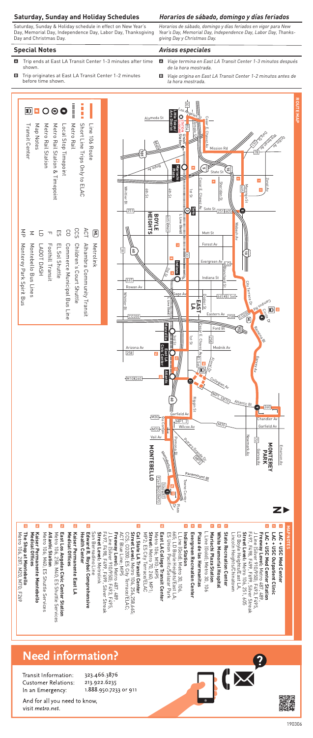## Saturday, Sunday and Holiday Schedules

Saturday, Sunday & Holiday schedule in effect on New Year's Day, Memorial Day, Independence Day, Labor Day, Thanksgiving Day and Christmas Day.

## *Horarios de sábado, domingo y días feriados*

*Horarios de sábado, domingo y días feriados en vigor para New Year's Day, Memorial Day, Independence Day, Labor Day, Thanksgiving Day y Christmas Day.*

## Special Notes

- **A** Trip ends at East LA Transit Center 1-3 minutes after time shown.
- **B** Trip originates at East LA Transit Center 1-2 minutes before time shown.

## *Avisos especiales*

- **A** *Viaje termina en East LA Transit Center 1-3 minutos después de la hora mostrada.*
- **B** *Viaje origina en East LA Transit Center 1-2 minutos antes de la hora mostrada.*

## ROUTE MAP

Line 106 Route
Short Line Trips Only to ELAC
Metro Rail
Local Stop Timepoint
Metro Rail Station & Timepoint
Metro Rail Station
Map Notes
Transit Center

ML Metrolink
ACT Alhambra Community Transit
CCS Children's Court Shuttle
CO Commerce Municipal Bus Line
ES EL Sol Shuttle
F Foothill Transit
LD LADOT DASH
M Montebello Bus Lines
MP Monterey Park Spirit Bus

## MAP NOTES

1. **LAC + USC Med Center**
2. **LAC + USC Outpatient Clinic**
3. **LAC + USC Med Center Station**
   **Freeway Level:** Metro 487, 489; J Line (Silver 910/950); F493, F495, F497, F498, F499, F699 Silver Streak
   **Street Level:** Metro 106, 251, 605
   LD Boyle Heights/East LA, Lincoln Heights/Chinatown
4. **State Recreation Center**
5. **White Memorial Hospital**
6. **Mariachi Plaza Station**
   L Line (Gold); Metro 30, 106
7. **Plaza de las Hermanitas**
8. **Evergreen Recreation Center**
9. **Indiana Station**
   L Line (Gold); Metro 30, 106, 665; LD Boyle Heights/East LA; ES Union Pacific/Salazar Park
10. **East LA College Transit Center**
    Metro 106; M10; MP5
11. **Cal State LA Transit Center**
    **Street Level:** Metro 106, 256, 258, 665; CCS; CO200; ES City Terrace/ELAC; ACT Blue Line; MP5
    **Freeway Level:** Metro 487, 489; J Line (Silver 910/950); F493, F495, F497, F498, F499, F699 Silver Streak
    **Street Level:** Metrolink San Bernardino Line
12. **Edward R. Roybal Comprehensive Health Center**
13. **Kaiser Permanente East LA Medical Offices**
14. **East Los Angeles Civic Center Station**
    Metro 106, 258; M40; ES Shuttle Services
15. **Atlantic Station**
    Metro 106; M40; ES Shuttle Services
16. **Kaiser Permanente Montebello Medical Offices**
17. **The Shops at Montebello**
    Metro 106, 287; M20, M70; F269

# Need information?

Transit Information: 323.466.3876
Customer Relations: 213.922.6235
In an Emergency: 1.888.950.7233 or 911

And for all you need to know, visit *metro.net*.